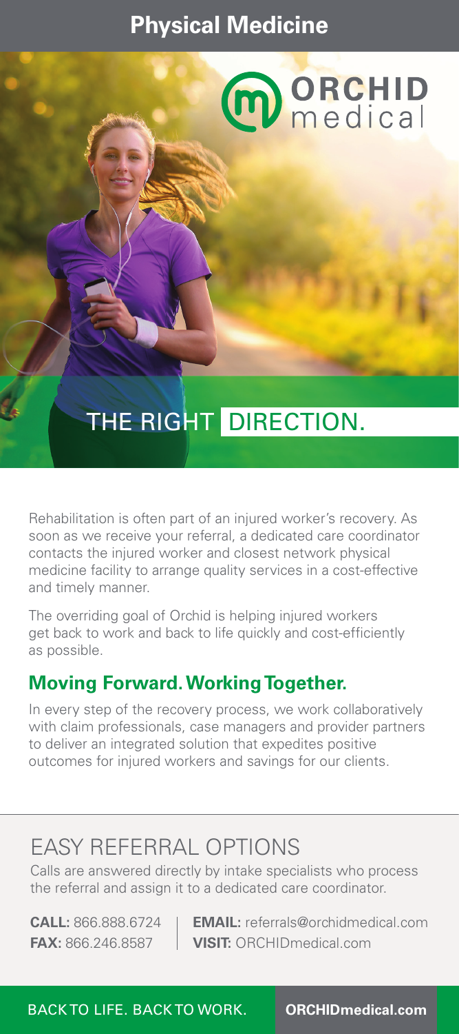# Physical Medicine

ORCHID medical

## THE RIGHT DIRECTION.

Rehabilitation is often part of an injured worker's recovery. As soon as we receive your referral, a dedicated care coordinator contacts the injured worker and closest network physical medicine facility to arrange quality services in a cost-effective and timely manner.

The overriding goal of Orchid is helping injured workers get back to work and back to life quickly and cost-efficiently as possible.

### Moving Forward. Working Together.

In every step of the recovery process, we work collaboratively with claim professionals, case managers and provider partners to deliver an integrated solution that expedites positive outcomes for injured workers and savings for our clients.

## EASY REFERRAL OPTIONS

Calls are answered directly by intake specialists who process the referral and assign it to a dedicated care coordinator.

**CALL:** 866.888.6724
**FAX:** 866.246.8587
**EMAIL:** referrals@orchidmedical.com
**VISIT:** ORCHIDmedical.com

BACK TO LIFE. BACK TO WORK. **ORCHIDmedical.com**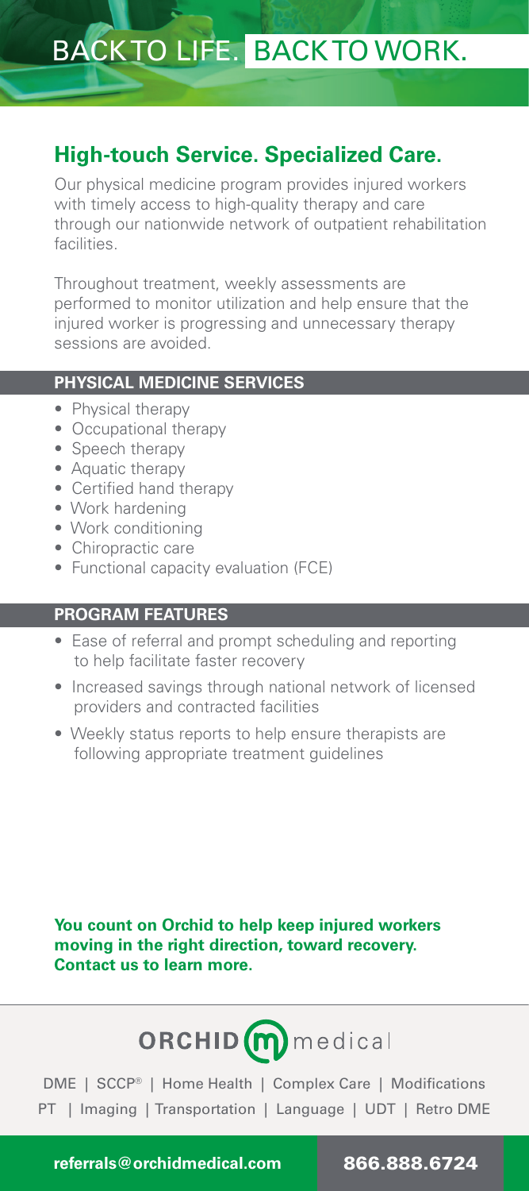# BACK TO LIFE. BACK TO WORK.

## High-touch Service. Specialized Care.

Our physical medicine program provides injured workers with timely access to high-quality therapy and care through our nationwide network of outpatient rehabilitation facilities.

Throughout treatment, weekly assessments are performed to monitor utilization and help ensure that the injured worker is progressing and unnecessary therapy sessions are avoided.

### PHYSICAL MEDICINE SERVICES

- Physical therapy
- Occupational therapy
- Speech therapy
- Aquatic therapy
- Certified hand therapy
- Work hardening
- Work conditioning
- Chiropractic care
- Functional capacity evaluation (FCE)

### PROGRAM FEATURES

- Ease of referral and prompt scheduling and reporting to help facilitate faster recovery
- Increased savings through national network of licensed providers and contracted facilities
- Weekly status reports to help ensure therapists are following appropriate treatment guidelines

**You count on Orchid to help keep injured workers moving in the right direction, toward recovery. Contact us to learn more.**

ORCHID medical

DME | SCCP® | Home Health | Complex Care | Modifications
PT | Imaging | Transportation | Language | UDT | Retro DME

**referrals@orchidmedical.com** **866.888.6724**